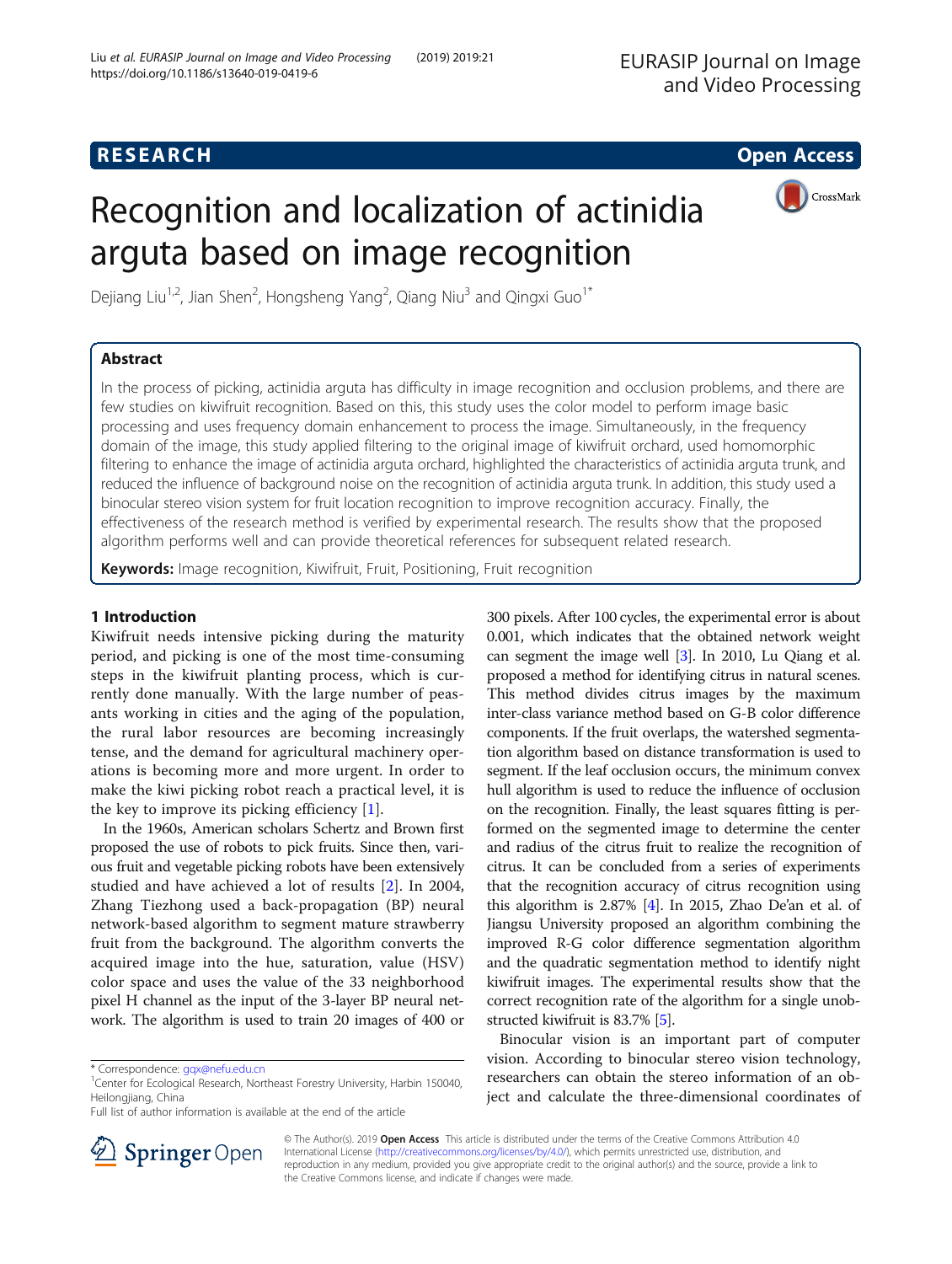# Recognition and localization of actinidia arguta based on image recognition

Dejiang Liu[1,2], Jian Shen[2], Hongsheng Yang[2], Qiang Niu[3] and Qingxi Guo[1*]

## Abstract

In the process of picking, actinidia arguta has difficulty in image recognition and occlusion problems, and there are few studies on kiwifruit recognition. Based on this, this study uses the color model to perform image basic processing and uses frequency domain enhancement to process the image. Simultaneously, in the frequency domain of the image, this study applied filtering to the original image of kiwifruit orchard, used homomorphic filtering to enhance the image of actinidia arguta orchard, highlighted the characteristics of actinidia arguta trunk, and reduced the influence of background noise on the recognition of actinidia arguta trunk. In addition, this study used a binocular stereo vision system for fruit location recognition to improve recognition accuracy. Finally, the effectiveness of the research method is verified by experimental research. The results show that the proposed algorithm performs well and can provide theoretical references for subsequent related research.

**Keywords:** Image recognition, Kiwifruit, Fruit, Positioning, Fruit recognition

## 1 Introduction

Kiwifruit needs intensive picking during the maturity period, and picking is one of the most time-consuming steps in the kiwifruit planting process, which is currently done manually. With the large number of peasants working in cities and the aging of the population, the rural labor resources are becoming increasingly tense, and the demand for agricultural machinery operations is becoming more and more urgent. In order to make the kiwi picking robot reach a practical level, it is the key to improve its picking efficiency [1].

In the 1960s, American scholars Schertz and Brown first proposed the use of robots to pick fruits. Since then, various fruit and vegetable picking robots have been extensively studied and have achieved a lot of results [2]. In 2004, Zhang Tiezhong used a back-propagation (BP) neural network-based algorithm to segment mature strawberry fruit from the background. The algorithm converts the acquired image into the hue, saturation, value (HSV) color space and uses the value of the 33 neighborhood pixel H channel as the input of the 3-layer BP neural network. The algorithm is used to train 20 images of 400 or 300 pixels. After 100 cycles, the experimental error is about 0.001, which indicates that the obtained network weight can segment the image well [3]. In 2010, Lu Qiang et al. proposed a method for identifying citrus in natural scenes. This method divides citrus images by the maximum inter-class variance method based on G-B color difference components. If the fruit overlaps, the watershed segmentation algorithm based on distance transformation is used to segment. If the leaf occlusion occurs, the minimum convex hull algorithm is used to reduce the influence of occlusion on the recognition. Finally, the least squares fitting is performed on the segmented image to determine the center and radius of the citrus fruit to realize the recognition of citrus. It can be concluded from a series of experiments that the recognition accuracy of citrus recognition using this algorithm is 2.87% [4]. In 2015, Zhao De'an et al. of Jiangsu University proposed an algorithm combining the improved R-G color difference segmentation algorithm and the quadratic segmentation method to identify night kiwifruit images. The experimental results show that the correct recognition rate of the algorithm for a single unobstructed kiwifruit is 83.7% [5].

Binocular vision is an important part of computer vision. According to binocular stereo vision technology, researchers can obtain the stereo information of an object and calculate the three-dimensional coordinates of

\* Correspondence: gqx@nefu.edu.cn
[1]Center for Ecological Research, Northeast Forestry University, Harbin 150040, Heilongjiang, China
Full list of author information is available at the end of the article

© The Author(s). 2019 **Open Access** This article is distributed under the terms of the Creative Commons Attribution 4.0 International License (http://creativecommons.org/licenses/by/4.0/), which permits unrestricted use, distribution, and reproduction in any medium, provided you give appropriate credit to the original author(s) and the source, provide a link to the Creative Commons license, and indicate if changes were made.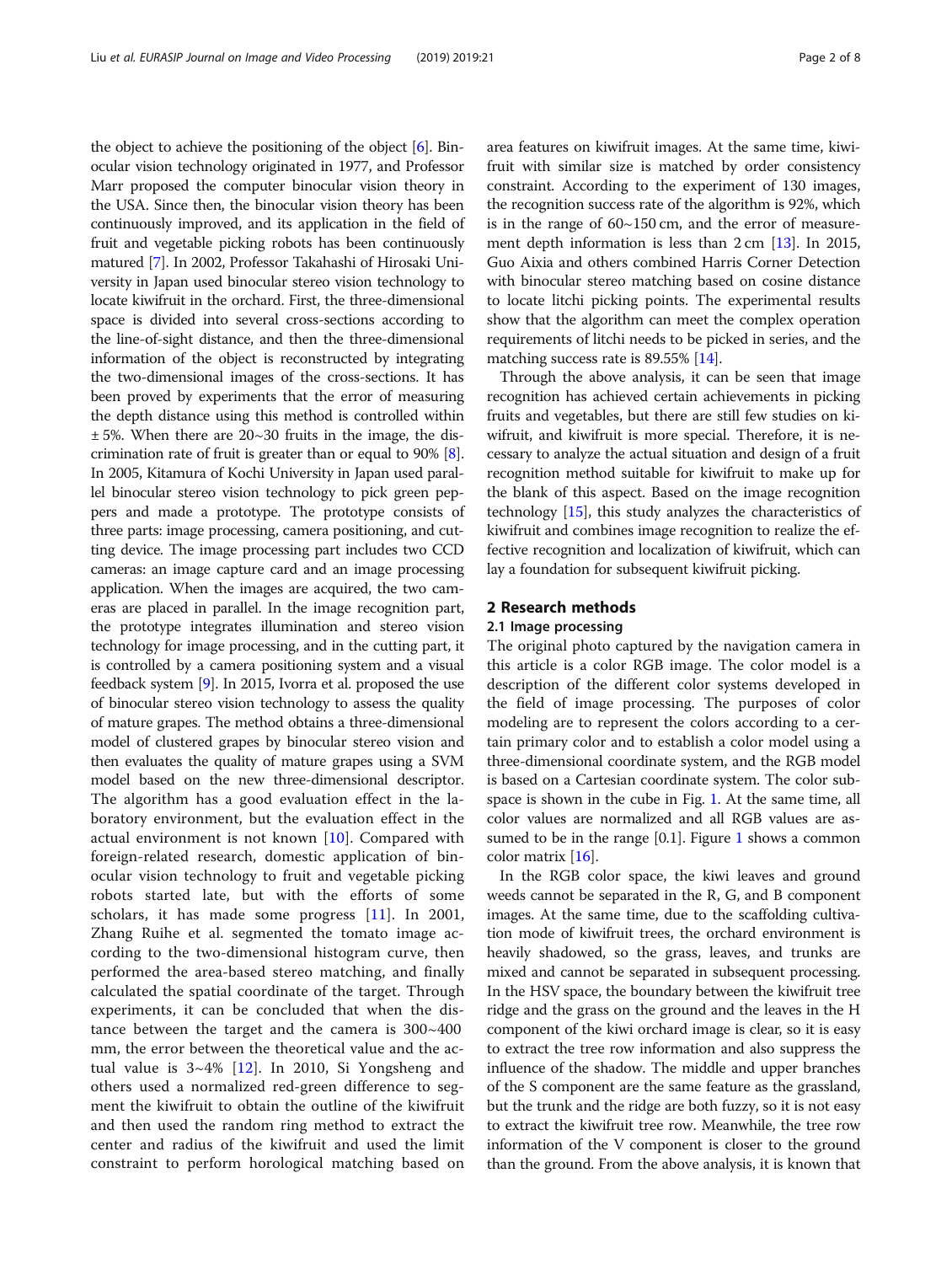the object to achieve the positioning of the object [6]. Binocular vision technology originated in 1977, and Professor Marr proposed the computer binocular vision theory in the USA. Since then, the binocular vision theory has been continuously improved, and its application in the field of fruit and vegetable picking robots has been continuously matured [7]. In 2002, Professor Takahashi of Hirosaki University in Japan used binocular stereo vision technology to locate kiwifruit in the orchard. First, the three-dimensional space is divided into several cross-sections according to the line-of-sight distance, and then the three-dimensional information of the object is reconstructed by integrating the two-dimensional images of the cross-sections. It has been proved by experiments that the error of measuring the depth distance using this method is controlled within ± 5%. When there are 20~30 fruits in the image, the discrimination rate of fruit is greater than or equal to 90% [8]. In 2005, Kitamura of Kochi University in Japan used parallel binocular stereo vision technology to pick green peppers and made a prototype. The prototype consists of three parts: image processing, camera positioning, and cutting device. The image processing part includes two CCD cameras: an image capture card and an image processing application. When the images are acquired, the two cameras are placed in parallel. In the image recognition part, the prototype integrates illumination and stereo vision technology for image processing, and in the cutting part, it is controlled by a camera positioning system and a visual feedback system [9]. In 2015, Ivorra et al. proposed the use of binocular stereo vision technology to assess the quality of mature grapes. The method obtains a three-dimensional model of clustered grapes by binocular stereo vision and then evaluates the quality of mature grapes using a SVM model based on the new three-dimensional descriptor. The algorithm has a good evaluation effect in the laboratory environment, but the evaluation effect in the actual environment is not known [10]. Compared with foreign-related research, domestic application of binocular vision technology to fruit and vegetable picking robots started late, but with the efforts of some scholars, it has made some progress [11]. In 2001, Zhang Ruihe et al. segmented the tomato image according to the two-dimensional histogram curve, then performed the area-based stereo matching, and finally calculated the spatial coordinate of the target. Through experiments, it can be concluded that when the distance between the target and the camera is 300~400 mm, the error between the theoretical value and the actual value is 3~4% [12]. In 2010, Si Yongsheng and others used a normalized red-green difference to segment the kiwifruit to obtain the outline of the kiwifruit and then used the random ring method to extract the center and radius of the kiwifruit and used the limit constraint to perform horological matching based on area features on kiwifruit images. At the same time, kiwifruit with similar size is matched by order consistency constraint. According to the experiment of 130 images, the recognition success rate of the algorithm is 92%, which is in the range of 60~150 cm, and the error of measurement depth information is less than 2 cm [13]. In 2015, Guo Aixia and others combined Harris Corner Detection with binocular stereo matching based on cosine distance to locate litchi picking points. The experimental results show that the algorithm can meet the complex operation requirements of litchi needs to be picked in series, and the matching success rate is 89.55% [14].

Through the above analysis, it can be seen that image recognition has achieved certain achievements in picking fruits and vegetables, but there are still few studies on kiwifruit, and kiwifruit is more special. Therefore, it is necessary to analyze the actual situation and design of a fruit recognition method suitable for kiwifruit to make up for the blank of this aspect. Based on the image recognition technology [15], this study analyzes the characteristics of kiwifruit and combines image recognition to realize the effective recognition and localization of kiwifruit, which can lay a foundation for subsequent kiwifruit picking.

## 2 Research methods

### 2.1 Image processing

The original photo captured by the navigation camera in this article is a color RGB image. The color model is a description of the different color systems developed in the field of image processing. The purposes of color modeling are to represent the colors according to a certain primary color and to establish a color model using a three-dimensional coordinate system, and the RGB model is based on a Cartesian coordinate system. The color subspace is shown in the cube in Fig. 1. At the same time, all color values are normalized and all RGB values are assumed to be in the range [0.1]. Figure 1 shows a common color matrix [16].

In the RGB color space, the kiwi leaves and ground weeds cannot be separated in the R, G, and B component images. At the same time, due to the scaffolding cultivation mode of kiwifruit trees, the orchard environment is heavily shadowed, so the grass, leaves, and trunks are mixed and cannot be separated in subsequent processing. In the HSV space, the boundary between the kiwifruit tree ridge and the grass on the ground and the leaves in the H component of the kiwi orchard image is clear, so it is easy to extract the tree row information and also suppress the influence of the shadow. The middle and upper branches of the S component are the same feature as the grassland, but the trunk and the ridge are both fuzzy, so it is not easy to extract the kiwifruit tree row. Meanwhile, the tree row information of the V component is closer to the ground than the ground. From the above analysis, it is known that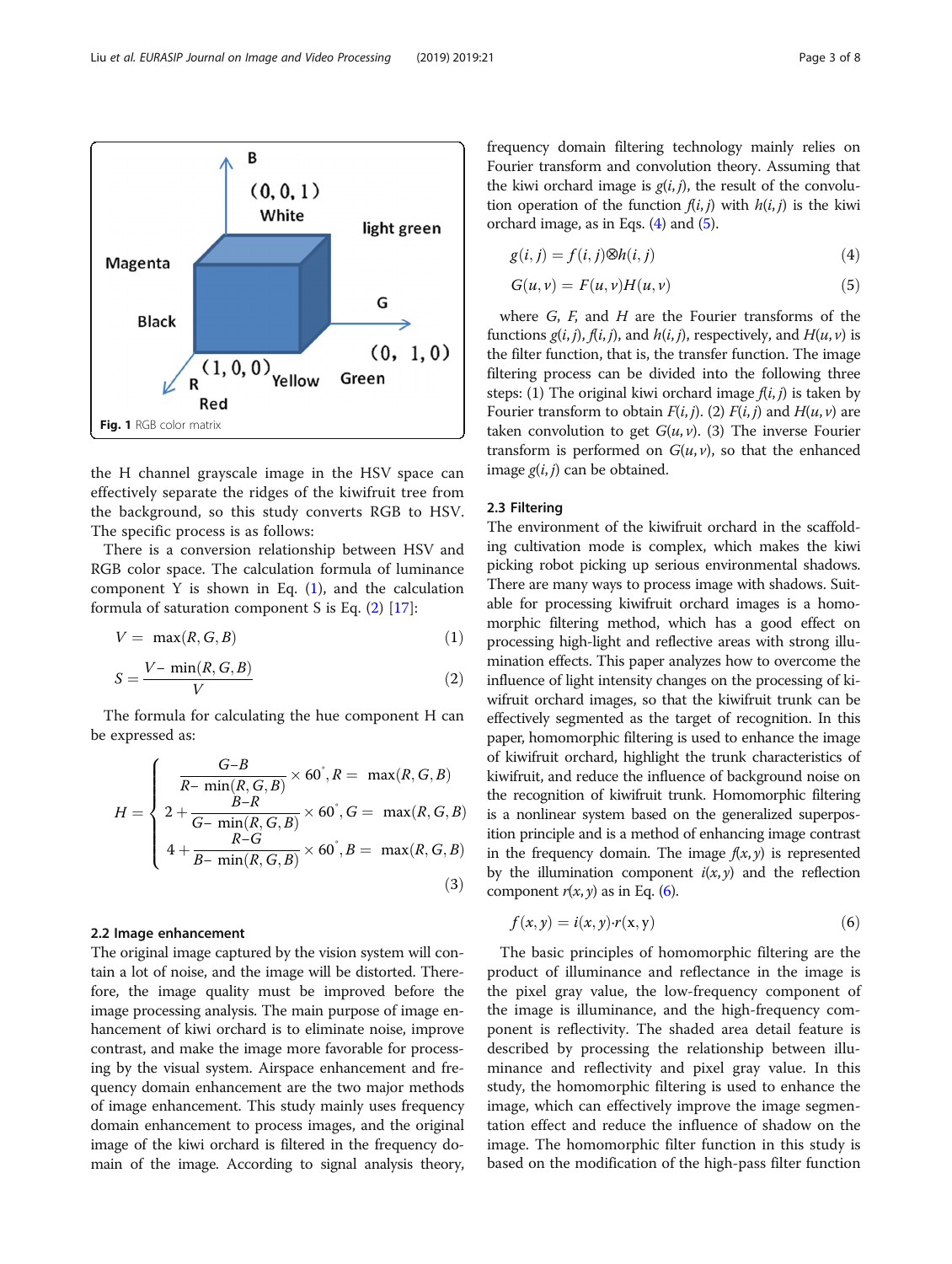Fig. 1 RGB color matrix

the H channel grayscale image in the HSV space can effectively separate the ridges of the kiwifruit tree from the background, so this study converts RGB to HSV. The specific process is as follows:

There is a conversion relationship between HSV and RGB color space. The calculation formula of luminance component Y is shown in Eq. (1), and the calculation formula of saturation component S is Eq. (2) [17]:

$$V = \max(R, G, B) \tag{1}$$

$$S = \frac{V - \min(R, G, B)}{V} \tag{2}$$

The formula for calculating the hue component H can be expressed as:

$$H = \begin{cases} \dfrac{G-B}{R-\min(R,G,B)} \times 60^{\circ}, R = \max(R,G,B) \\ 2 + \dfrac{B-R}{G-\min(R,G,B)} \times 60^{\circ}, G = \max(R,G,B) \\ 4 + \dfrac{R-G}{B-\min(R,G,B)} \times 60^{\circ}, B = \max(R,G,B) \end{cases} \tag{3}$$

### 2.2 Image enhancement

The original image captured by the vision system will contain a lot of noise, and the image will be distorted. Therefore, the image quality must be improved before the image processing analysis. The main purpose of image enhancement of kiwi orchard is to eliminate noise, improve contrast, and make the image more favorable for processing by the visual system. Airspace enhancement and frequency domain enhancement are the two major methods of image enhancement. This study mainly uses frequency domain enhancement to process images, and the original image of the kiwi orchard is filtered in the frequency domain of the image. According to signal analysis theory, frequency domain filtering technology mainly relies on Fourier transform and convolution theory. Assuming that the kiwi orchard image is $g(i, j)$, the result of the convolution operation of the function $f(i, j)$ with $h(i, j)$ is the kiwi orchard image, as in Eqs. (4) and (5).

$$g(i,j) = f(i,j) \otimes h(i,j) \tag{4}$$

$$G(u,v) = F(u,v)H(u,v) \tag{5}$$

where $G$, $F$, and $H$ are the Fourier transforms of the functions $g(i, j)$, $f(i, j)$, and $h(i, j)$, respectively, and $H(u, v)$ is the filter function, that is, the transfer function. The image filtering process can be divided into the following three steps: (1) The original kiwi orchard image $f(i, j)$ is taken by Fourier transform to obtain $F(i, j)$. (2) $F(i, j)$ and $H(u, v)$ are taken convolution to get $G(u, v)$. (3) The inverse Fourier transform is performed on $G(u, v)$, so that the enhanced image $g(i, j)$ can be obtained.

### 2.3 Filtering

The environment of the kiwifruit orchard in the scaffolding cultivation mode is complex, which makes the kiwi picking robot picking up serious environmental shadows. There are many ways to process image with shadows. Suitable for processing kiwifruit orchard images is a homomorphic filtering method, which has a good effect on processing high-light and reflective areas with strong illumination effects. This paper analyzes how to overcome the influence of light intensity changes on the processing of kiwifruit orchard images, so that the kiwifruit trunk can be effectively segmented as the target of recognition. In this paper, homomorphic filtering is used to enhance the image of kiwifruit orchard, highlight the trunk characteristics of kiwifruit, and reduce the influence of background noise on the recognition of kiwifruit trunk. Homomorphic filtering is a nonlinear system based on the generalized superposition principle and is a method of enhancing image contrast in the frequency domain. The image $f(x, y)$ is represented by the illumination component $i(x, y)$ and the reflection component $r(x, y)$ as in Eq. (6).

$$f(x,y) = i(x,y) \cdot r(x,y) \tag{6}$$

The basic principles of homomorphic filtering are the product of illuminance and reflectance in the image is the pixel gray value, the low-frequency component of the image is illuminance, and the high-frequency component is reflectivity. The shaded area detail feature is described by processing the relationship between illuminance and reflectivity and pixel gray value. In this study, the homomorphic filtering is used to enhance the image, which can effectively improve the image segmentation effect and reduce the influence of shadow on the image. The homomorphic filter function in this study is based on the modification of the high-pass filter function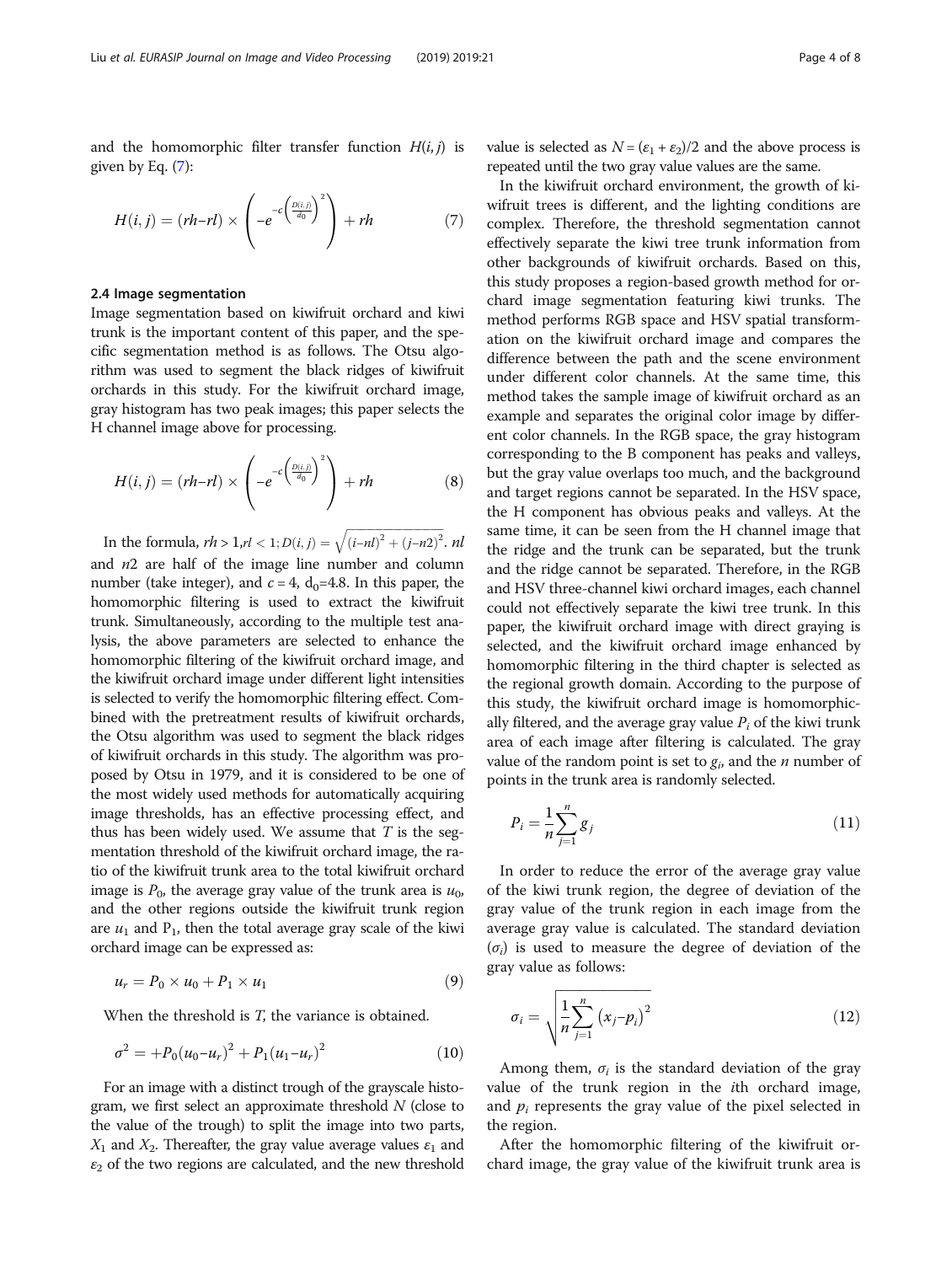and the homomorphic filter transfer function $H(i, j)$ is given by Eq. (7):

$$H(i,j) = (rh{-}rl) \times \left( -e^{-c\left(\frac{D(i,j)}{d_0}\right)^2} \right) + rh \tag{7}$$

### 2.4 Image segmentation

Image segmentation based on kiwifruit orchard and kiwi trunk is the important content of this paper, and the specific segmentation method is as follows. The Otsu algorithm was used to segment the black ridges of kiwifruit orchards in this study. For the kiwifruit orchard image, gray histogram has two peak images; this paper selects the H channel image above for processing.

$$H(i,j) = (rh{-}rl) \times \left( -e^{-c\left(\frac{D(i,j)}{d_0}\right)^2} \right) + rh \tag{8}$$

In the formula, $rh > 1, rl < 1; D(i,j) = \sqrt{(i{-}nl)^2 + (j{-}n2)^2}$. $nl$ and $n2$ are half of the image line number and column number (take integer), and $c = 4$, $d_0$=4.8. In this paper, the homomorphic filtering is used to extract the kiwifruit trunk. Simultaneously, according to the multiple test analysis, the above parameters are selected to enhance the homomorphic filtering of the kiwifruit orchard image, and the kiwifruit orchard image under different light intensities is selected to verify the homomorphic filtering effect. Combined with the pretreatment results of kiwifruit orchards, the Otsu algorithm was used to segment the black ridges of kiwifruit orchards in this study. The algorithm was proposed by Otsu in 1979, and it is considered to be one of the most widely used methods for automatically acquiring image thresholds, has an effective processing effect, and thus has been widely used. We assume that $T$ is the segmentation threshold of the kiwifruit orchard image, the ratio of the kiwifruit trunk area to the total kiwifruit orchard image is $P_0$, the average gray value of the trunk area is $u_0$, and the other regions outside the kiwifruit trunk region are $u_1$ and $P_1$, then the total average gray scale of the kiwi orchard image can be expressed as:

$$u_r = P_0 \times u_0 + P_1 \times u_1 \tag{9}$$

When the threshold is $T$, the variance is obtained.

$$\sigma^2 = +P_0(u_0{-}u_r)^2 + P_1(u_1{-}u_r)^2 \tag{10}$$

For an image with a distinct trough of the grayscale histogram, we first select an approximate threshold $N$ (close to the value of the trough) to split the image into two parts, $X_1$ and $X_2$. Thereafter, the gray value average values $\varepsilon_1$ and $\varepsilon_2$ of the two regions are calculated, and the new threshold value is selected as $N = (\varepsilon_1 + \varepsilon_2)/2$ and the above process is repeated until the two gray value values are the same.

In the kiwifruit orchard environment, the growth of kiwifruit trees is different, and the lighting conditions are complex. Therefore, the threshold segmentation cannot effectively separate the kiwi tree trunk information from other backgrounds of kiwifruit orchards. Based on this, this study proposes a region-based growth method for orchard image segmentation featuring kiwi trunks. The method performs RGB space and HSV spatial transformation on the kiwifruit orchard image and compares the difference between the path and the scene environment under different color channels. At the same time, this method takes the sample image of kiwifruit orchard as an example and separates the original color image by different color channels. In the RGB space, the gray histogram corresponding to the B component has peaks and valleys, but the gray value overlaps too much, and the background and target regions cannot be separated. In the HSV space, the H component has obvious peaks and valleys. At the same time, it can be seen from the H channel image that the ridge and the trunk can be separated, but the trunk and the ridge cannot be separated. Therefore, in the RGB and HSV three-channel kiwi orchard images, each channel could not effectively separate the kiwi tree trunk. In this paper, the kiwifruit orchard image with direct graying is selected, and the kiwifruit orchard image enhanced by homomorphic filtering in the third chapter is selected as the regional growth domain. According to the purpose of this study, the kiwifruit orchard image is homomorphically filtered, and the average gray value $P_i$ of the kiwi trunk area of each image after filtering is calculated. The gray value of the random point is set to $g_i$, and the $n$ number of points in the trunk area is randomly selected.

$$P_i = \frac{1}{n}\sum_{j=1}^{n} g_j \tag{11}$$

In order to reduce the error of the average gray value of the kiwi trunk region, the degree of deviation of the gray value of the trunk region in each image from the average gray value is calculated. The standard deviation ($\sigma_i$) is used to measure the degree of deviation of the gray value as follows:

$$\sigma_i = \sqrt{\frac{1}{n}\sum_{j=1}^{n} \left(x_j{-}p_i\right)^2} \tag{12}$$

Among them, $\sigma_i$ is the standard deviation of the gray value of the trunk region in the $i$th orchard image, and $p_i$ represents the gray value of the pixel selected in the region.

After the homomorphic filtering of the kiwifruit orchard image, the gray value of the kiwifruit trunk area is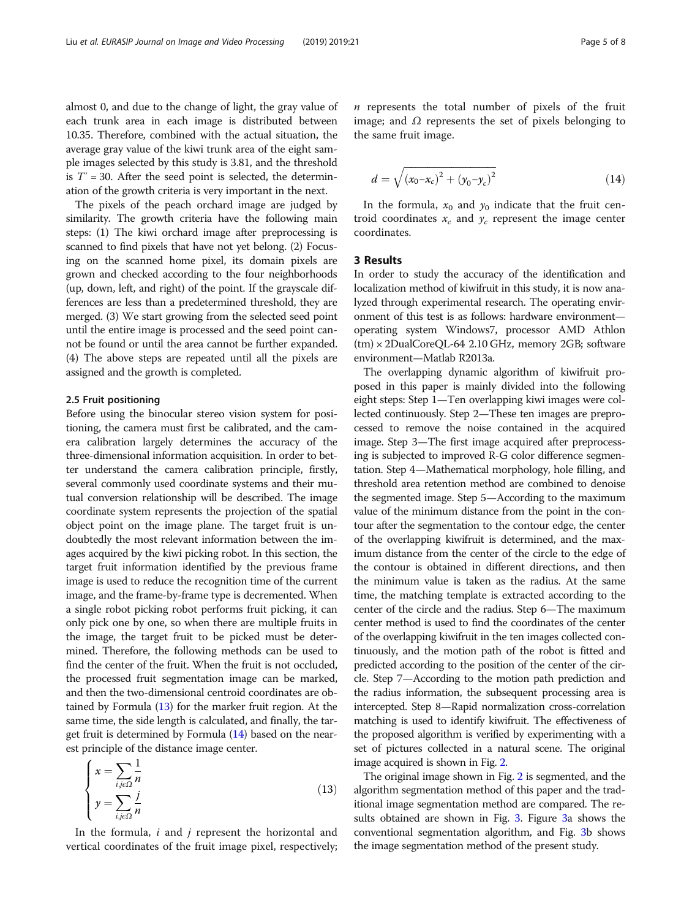almost 0, and due to the change of light, the gray value of each trunk area in each image is distributed between 10.35. Therefore, combined with the actual situation, the average gray value of the kiwi trunk area of the eight sample images selected by this study is 3.81, and the threshold is $T'' = 30$. After the seed point is selected, the determination of the growth criteria is very important in the next.

The pixels of the peach orchard image are judged by similarity. The growth criteria have the following main steps: (1) The kiwi orchard image after preprocessing is scanned to find pixels that have not yet belong. (2) Focusing on the scanned home pixel, its domain pixels are grown and checked according to the four neighborhoods (up, down, left, and right) of the point. If the grayscale differences are less than a predetermined threshold, they are merged. (3) We start growing from the selected seed point until the entire image is processed and the seed point cannot be found or until the area cannot be further expanded. (4) The above steps are repeated until all the pixels are assigned and the growth is completed.

### 2.5 Fruit positioning

Before using the binocular stereo vision system for positioning, the camera must first be calibrated, and the camera calibration largely determines the accuracy of the three-dimensional information acquisition. In order to better understand the camera calibration principle, firstly, several commonly used coordinate systems and their mutual conversion relationship will be described. The image coordinate system represents the projection of the spatial object point on the image plane. The target fruit is undoubtedly the most relevant information between the images acquired by the kiwi picking robot. In this section, the target fruit information identified by the previous frame image is used to reduce the recognition time of the current image, and the frame-by-frame type is decremented. When a single robot picking robot performs fruit picking, it can only pick one by one, so when there are multiple fruits in the image, the target fruit to be picked must be determined. Therefore, the following methods can be used to find the center of the fruit. When the fruit is not occluded, the processed fruit segmentation image can be marked, and then the two-dimensional centroid coordinates are obtained by Formula (13) for the marker fruit region. At the same time, the side length is calculated, and finally, the target fruit is determined by Formula (14) based on the nearest principle of the distance image center.

$$\begin{cases} x = \sum_{i,j \in \Omega} \frac{1}{n} \\ y = \sum_{i,j \in \Omega} \frac{j}{n} \end{cases} \tag{13}$$

In the formula, $i$ and $j$ represent the horizontal and vertical coordinates of the fruit image pixel, respectively; $n$ represents the total number of pixels of the fruit image; and $\Omega$ represents the set of pixels belonging to the same fruit image.

$$d = \sqrt{(x_0 - x_c)^2 + (y_0 - y_c)^2} \tag{14}$$

In the formula, $x_0$ and $y_0$ indicate that the fruit centroid coordinates $x_c$ and $y_c$ represent the image center coordinates.

## 3 Results

In order to study the accuracy of the identification and localization method of kiwifruit in this study, it is now analyzed through experimental research. The operating environment of this test is as follows: hardware environment—operating system Windows7, processor AMD Athlon (tm) × 2DualCoreQL-64 2.10 GHz, memory 2GB; software environment—Matlab R2013a.

The overlapping dynamic algorithm of kiwifruit proposed in this paper is mainly divided into the following eight steps: Step 1—Ten overlapping kiwi images were collected continuously. Step 2—These ten images are preprocessed to remove the noise contained in the acquired image. Step 3—The first image acquired after preprocessing is subjected to improved R-G color difference segmentation. Step 4—Mathematical morphology, hole filling, and threshold area retention method are combined to denoise the segmented image. Step 5—According to the maximum value of the minimum distance from the point in the contour after the segmentation to the contour edge, the center of the overlapping kiwifruit is determined, and the maximum distance from the center of the circle to the edge of the contour is obtained in different directions, and then the minimum value is taken as the radius. At the same time, the matching template is extracted according to the center of the circle and the radius. Step 6—The maximum center method is used to find the coordinates of the center of the overlapping kiwifruit in the ten images collected continuously, and the motion path of the robot is fitted and predicted according to the position of the center of the circle. Step 7—According to the motion path prediction and the radius information, the subsequent processing area is intercepted. Step 8—Rapid normalization cross-correlation matching is used to identify kiwifruit. The effectiveness of the proposed algorithm is verified by experimenting with a set of pictures collected in a natural scene. The original image acquired is shown in Fig. 2.

The original image shown in Fig. 2 is segmented, and the algorithm segmentation method of this paper and the traditional image segmentation method are compared. The results obtained are shown in Fig. 3. Figure 3a shows the conventional segmentation algorithm, and Fig. 3b shows the image segmentation method of the present study.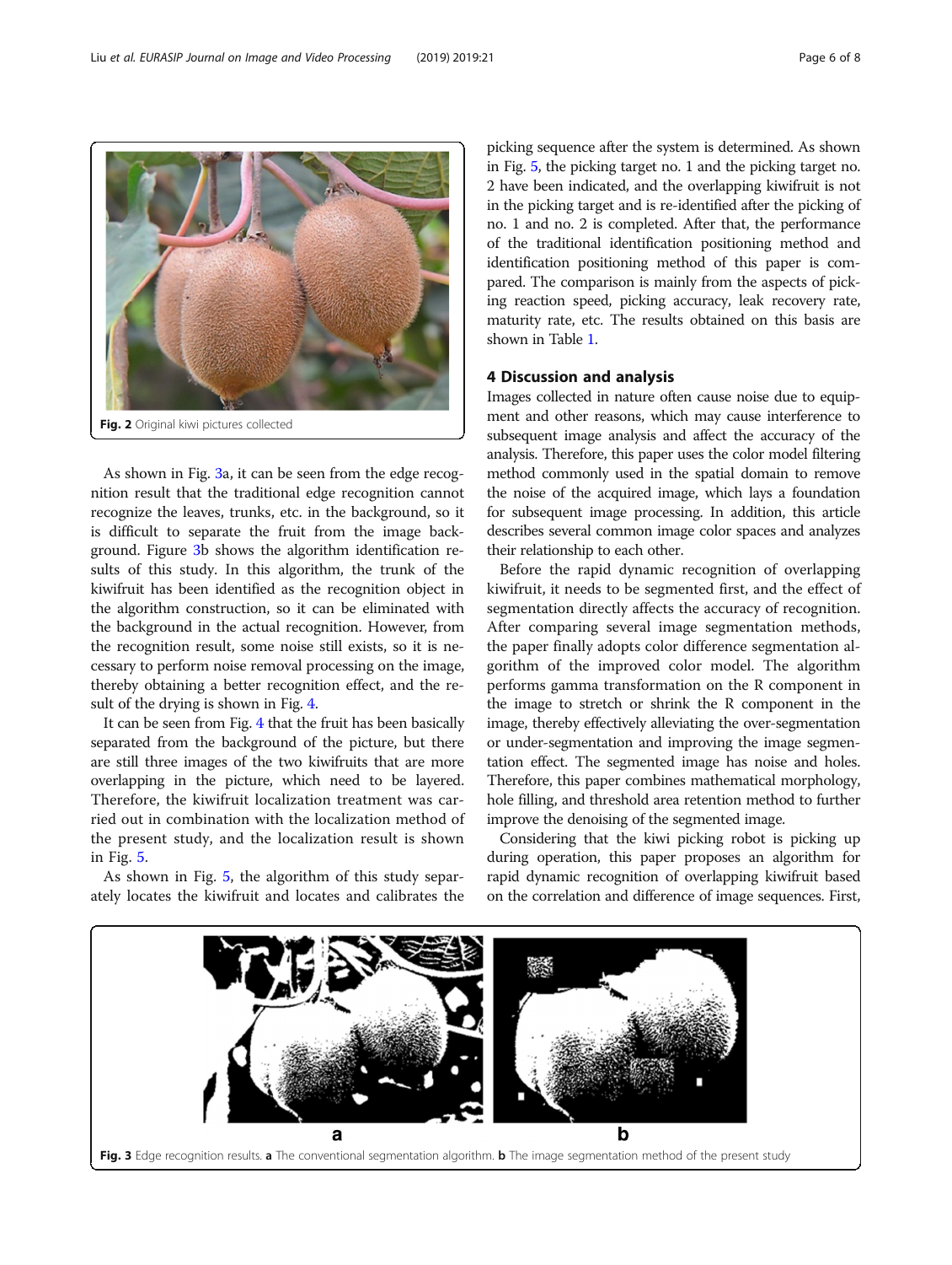Fig. 2 Original kiwi pictures collected

As shown in Fig. 3a, it can be seen from the edge recognition result that the traditional edge recognition cannot recognize the leaves, trunks, etc. in the background, so it is difficult to separate the fruit from the image background. Figure 3b shows the algorithm identification results of this study. In this algorithm, the trunk of the kiwifruit has been identified as the recognition object in the algorithm construction, so it can be eliminated with the background in the actual recognition. However, from the recognition result, some noise still exists, so it is necessary to perform noise removal processing on the image, thereby obtaining a better recognition effect, and the result of the drying is shown in Fig. 4.

It can be seen from Fig. 4 that the fruit has been basically separated from the background of the picture, but there are still three images of the two kiwifruits that are more overlapping in the picture, which need to be layered. Therefore, the kiwifruit localization treatment was carried out in combination with the localization method of the present study, and the localization result is shown in Fig. 5.

As shown in Fig. 5, the algorithm of this study separately locates the kiwifruit and locates and calibrates the picking sequence after the system is determined. As shown in Fig. 5, the picking target no. 1 and the picking target no. 2 have been indicated, and the overlapping kiwifruit is not in the picking target and is re-identified after the picking of no. 1 and no. 2 is completed. After that, the performance of the traditional identification positioning method and identification positioning method of this paper is compared. The comparison is mainly from the aspects of picking reaction speed, picking accuracy, leak recovery rate, maturity rate, etc. The results obtained on this basis are shown in Table 1.

## 4 Discussion and analysis

Images collected in nature often cause noise due to equipment and other reasons, which may cause interference to subsequent image analysis and affect the accuracy of the analysis. Therefore, this paper uses the color model filtering method commonly used in the spatial domain to remove the noise of the acquired image, which lays a foundation for subsequent image processing. In addition, this article describes several common image color spaces and analyzes their relationship to each other.

Before the rapid dynamic recognition of overlapping kiwifruit, it needs to be segmented first, and the effect of segmentation directly affects the accuracy of recognition. After comparing several image segmentation methods, the paper finally adopts color difference segmentation algorithm of the improved color model. The algorithm performs gamma transformation on the R component in the image to stretch or shrink the R component in the image, thereby effectively alleviating the over-segmentation or under-segmentation and improving the image segmentation effect. The segmented image has noise and holes. Therefore, this paper combines mathematical morphology, hole filling, and threshold area retention method to further improve the denoising of the segmented image.

Considering that the kiwi picking robot is picking up during operation, this paper proposes an algorithm for rapid dynamic recognition of overlapping kiwifruit based on the correlation and difference of image sequences. First,

Fig. 3 Edge recognition results. **a** The conventional segmentation algorithm. **b** The image segmentation method of the present study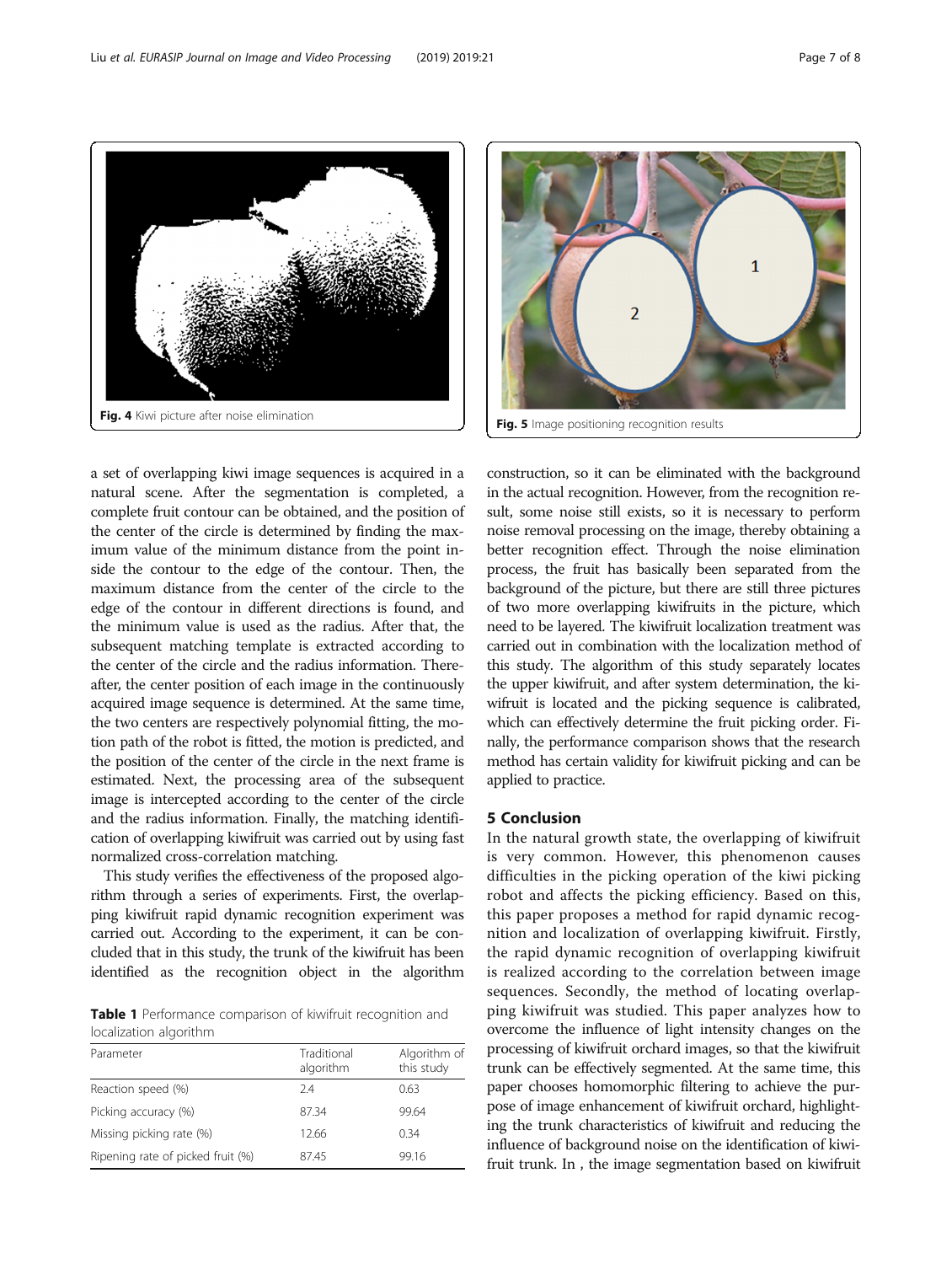Fig. 4 Kiwi picture after noise elimination

Fig. 5 Image positioning recognition results

a set of overlapping kiwi image sequences is acquired in a natural scene. After the segmentation is completed, a complete fruit contour can be obtained, and the position of the center of the circle is determined by finding the maximum value of the minimum distance from the point inside the contour to the edge of the contour. Then, the maximum distance from the center of the circle to the edge of the contour in different directions is found, and the minimum value is used as the radius. After that, the subsequent matching template is extracted according to the center of the circle and the radius information. Thereafter, the center position of each image in the continuously acquired image sequence is determined. At the same time, the two centers are respectively polynomial fitting, the motion path of the robot is fitted, the motion is predicted, and the position of the center of the circle in the next frame is estimated. Next, the processing area of the subsequent image is intercepted according to the center of the circle and the radius information. Finally, the matching identification of overlapping kiwifruit was carried out by using fast normalized cross-correlation matching.

This study verifies the effectiveness of the proposed algorithm through a series of experiments. First, the overlapping kiwifruit rapid dynamic recognition experiment was carried out. According to the experiment, it can be concluded that in this study, the trunk of the kiwifruit has been identified as the recognition object in the algorithm construction, so it can be eliminated with the background in the actual recognition. However, from the recognition result, some noise still exists, so it is necessary to perform noise removal processing on the image, thereby obtaining a better recognition effect. Through the noise elimination process, the fruit has basically been separated from the background of the picture, but there are still three pictures of two more overlapping kiwifruits in the picture, which need to be layered. The kiwifruit localization treatment was carried out in combination with the localization method of this study. The algorithm of this study separately locates the upper kiwifruit, and after system determination, the kiwifruit is located and the picking sequence is calibrated, which can effectively determine the fruit picking order. Finally, the performance comparison shows that the research method has certain validity for kiwifruit picking and can be applied to practice.

**Table 1** Performance comparison of kiwifruit recognition and localization algorithm

| Parameter | Traditional algorithm | Algorithm of this study |
|---|---|---|
| Reaction speed (%) | 2.4 | 0.63 |
| Picking accuracy (%) | 87.34 | 99.64 |
| Missing picking rate (%) | 12.66 | 0.34 |
| Ripening rate of picked fruit (%) | 87.45 | 99.16 |

## 5 Conclusion

In the natural growth state, the overlapping of kiwifruit is very common. However, this phenomenon causes difficulties in the picking operation of the kiwi picking robot and affects the picking efficiency. Based on this, this paper proposes a method for rapid dynamic recognition and localization of overlapping kiwifruit. Firstly, the rapid dynamic recognition of overlapping kiwifruit is realized according to the correlation between image sequences. Secondly, the method of locating overlapping kiwifruit was studied. This paper analyzes how to overcome the influence of light intensity changes on the processing of kiwifruit orchard images, so that the kiwifruit trunk can be effectively segmented. At the same time, this paper chooses homomorphic filtering to achieve the purpose of image enhancement of kiwifruit orchard, highlighting the trunk characteristics of kiwifruit and reducing the influence of background noise on the identification of kiwifruit trunk. In , the image segmentation based on kiwifruit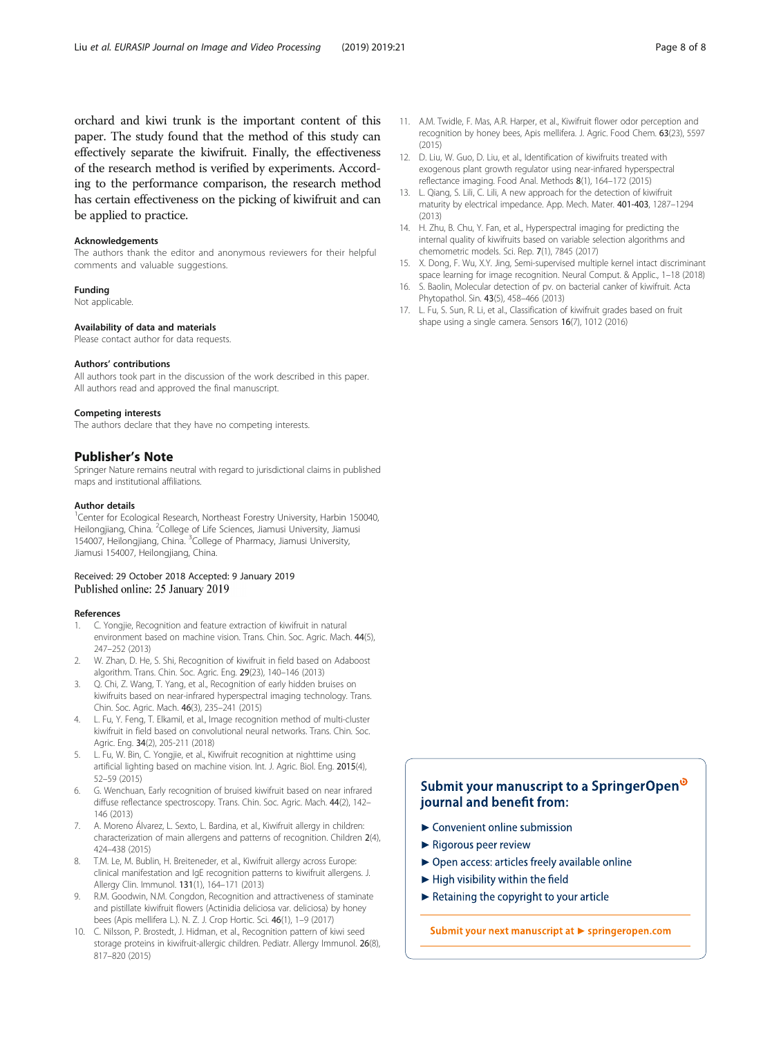orchard and kiwi trunk is the important content of this paper. The study found that the method of this study can effectively separate the kiwifruit. Finally, the effectiveness of the research method is verified by experiments. According to the performance comparison, the research method has certain effectiveness on the picking of kiwifruit and can be applied to practice.

#### Acknowledgements
The authors thank the editor and anonymous reviewers for their helpful comments and valuable suggestions.

#### Funding
Not applicable.

#### Availability of data and materials
Please contact author for data requests.

#### Authors' contributions
All authors took part in the discussion of the work described in this paper. All authors read and approved the final manuscript.

#### Competing interests
The authors declare that they have no competing interests.

### Publisher's Note
Springer Nature remains neutral with regard to jurisdictional claims in published maps and institutional affiliations.

#### Author details
[1]Center for Ecological Research, Northeast Forestry University, Harbin 150040, Heilongjiang, China. [2]College of Life Sciences, Jiamusi University, Jiamusi 154007, Heilongjiang, China. [3]College of Pharmacy, Jiamusi University, Jiamusi 154007, Heilongjiang, China.

Received: 29 October 2018 Accepted: 9 January 2019
Published online: 25 January 2019

#### References
1. C. Yongjie, Recognition and feature extraction of kiwifruit in natural environment based on machine vision. Trans. Chin. Soc. Agric. Mach. **44**(5), 247–252 (2013)
2. W. Zhan, D. He, S. Shi, Recognition of kiwifruit in field based on Adaboost algorithm. Trans. Chin. Soc. Agric. Eng. **29**(23), 140–146 (2013)
3. Q. Chi, Z. Wang, T. Yang, et al., Recognition of early hidden bruises on kiwifruits based on near-infrared hyperspectral imaging technology. Trans. Chin. Soc. Agric. Mach. **46**(3), 235–241 (2015)
4. L. Fu, Y. Feng, T. Elkamil, et al., Image recognition method of multi-cluster kiwifruit in field based on convolutional neural networks. Trans. Chin. Soc. Agric. Eng. **34**(2), 205-211 (2018)
5. L. Fu, W. Bin, C. Yongjie, et al., Kiwifruit recognition at nighttime using artificial lighting based on machine vision. Int. J. Agric. Biol. Eng. **2015**(4), 52–59 (2015)
6. G. Wenchuan, Early recognition of bruised kiwifruit based on near infrared diffuse reflectance spectroscopy. Trans. Chin. Soc. Agric. Mach. **44**(2), 142–146 (2013)
7. A. Moreno Álvarez, L. Sexto, L. Bardina, et al., Kiwifruit allergy in children: characterization of main allergens and patterns of recognition. Children **2**(4), 424–438 (2015)
8. T.M. Le, M. Bublin, H. Breiteneder, et al., Kiwifruit allergy across Europe: clinical manifestation and IgE recognition patterns to kiwifruit allergens. J. Allergy Clin. Immunol. **131**(1), 164–171 (2013)
9. R.M. Goodwin, N.M. Congdon, Recognition and attractiveness of staminate and pistillate kiwifruit flowers (Actinidia deliciosa var. deliciosa) by honey bees (Apis mellifera L.). N. Z. J. Crop Hortic. Sci. **46**(1), 1–9 (2017)
10. C. Nilsson, P. Brostedt, J. Hidman, et al., Recognition pattern of kiwi seed storage proteins in kiwifruit-allergic children. Pediatr. Allergy Immunol. **26**(8), 817–820 (2015)
11. A.M. Twidle, F. Mas, A.R. Harper, et al., Kiwifruit flower odor perception and recognition by honey bees, Apis mellifera. J. Agric. Food Chem. **63**(23), 5597 (2015)
12. D. Liu, W. Guo, D. Liu, et al., Identification of kiwifruits treated with exogenous plant growth regulator using near-infrared hyperspectral reflectance imaging. Food Anal. Methods **8**(1), 164–172 (2015)
13. L. Qiang, S. Lili, C. Lili, A new approach for the detection of kiwifruit maturity by electrical impedance. App. Mech. Mater. **401-403**, 1287–1294 (2013)
14. H. Zhu, B. Chu, Y. Fan, et al., Hyperspectral imaging for predicting the internal quality of kiwifruits based on variable selection algorithms and chemometric models. Sci. Rep. **7**(1), 7845 (2017)
15. X. Dong, F. Wu, X.Y. Jing, Semi-supervised multiple kernel intact discriminant space learning for image recognition. Neural Comput. & Applic., 1–18 (2018)
16. S. Baolin, Molecular detection of pv. on bacterial canker of kiwifruit. Acta Phytopathol. Sin. **43**(5), 458–466 (2013)
17. L. Fu, S. Sun, R. Li, et al., Classification of kiwifruit grades based on fruit shape using a single camera. Sensors **16**(7), 1012 (2016)

**Submit your manuscript to a SpringerOpen journal and benefit from:**

- Convenient online submission
- Rigorous peer review
- Open access: articles freely available online
- High visibility within the field
- Retaining the copyright to your article

Submit your next manuscript at ▶ springeropen.com